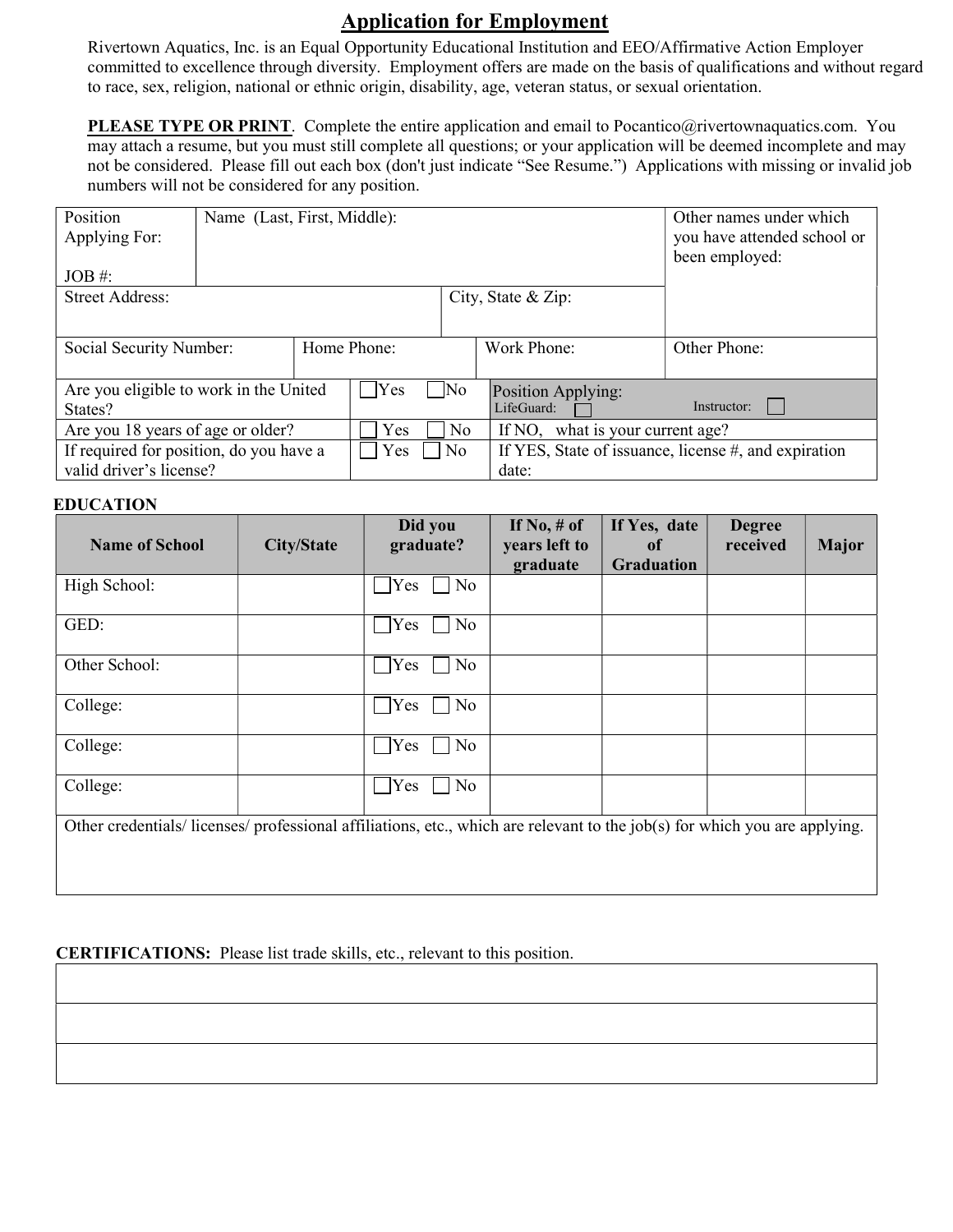# Application for Employment

Rivertown Aquatics, Inc. is an Equal Opportunity Educational Institution and EEO/Affirmative Action Employer committed to excellence through diversity. Employment offers are made on the basis of qualifications and without regard to race, sex, religion, national or ethnic origin, disability, age, veteran status, or sexual orientation.

**PLEASE TYPE OR PRINT**. Complete the entire application and email to Pocantico@rivertownaquatics.com. You may attach a resume, but you must still complete all questions; or your application will be deemed incomplete and may not be considered. Please fill out each box (don't just indicate "See Resume.") Applications with missing or invalid job numbers will not be considered for any position.

| Position Applying For: JOB #: | Name (Last, First, Middle): | | Other names under which you have attended school or been employed: |
|---|---|---|---|
| Street Address: | | City, State & Zip: | |
| Social Security Number: | Home Phone: | Work Phone: | Other Phone: |

| | | |
|---|---|---|
| Are you eligible to work in the United States? | ☐ Yes ☐ No | Position Applying: LifeGuard: ☐ Instructor: ☐ |
| Are you 18 years of age or older? | ☐ Yes ☐ No | If NO, what is your current age? |
| If required for position, do you have a valid driver's license? | ☐ Yes ☐ No | If YES, State of issuance, license #, and expiration date: |

## EDUCATION

| Name of School | City/State | Did you graduate? | If No, # of years left to graduate | If Yes, date of Graduation | Degree received | Major |
|---|---|---|---|---|---|---|
| High School: | | ☐ Yes ☐ No | | | | |
| GED: | | ☐ Yes ☐ No | | | | |
| Other School: | | ☐ Yes ☐ No | | | | |
| College: | | ☐ Yes ☐ No | | | | |
| College: | | ☐ Yes ☐ No | | | | |
| College: | | ☐ Yes ☐ No | | | | |

Other credentials/ licenses/ professional affiliations, etc., which are relevant to the job(s) for which you are applying.

**CERTIFICATIONS:** Please list trade skills, etc., relevant to this position.

| |
|---|
| |
| |
| |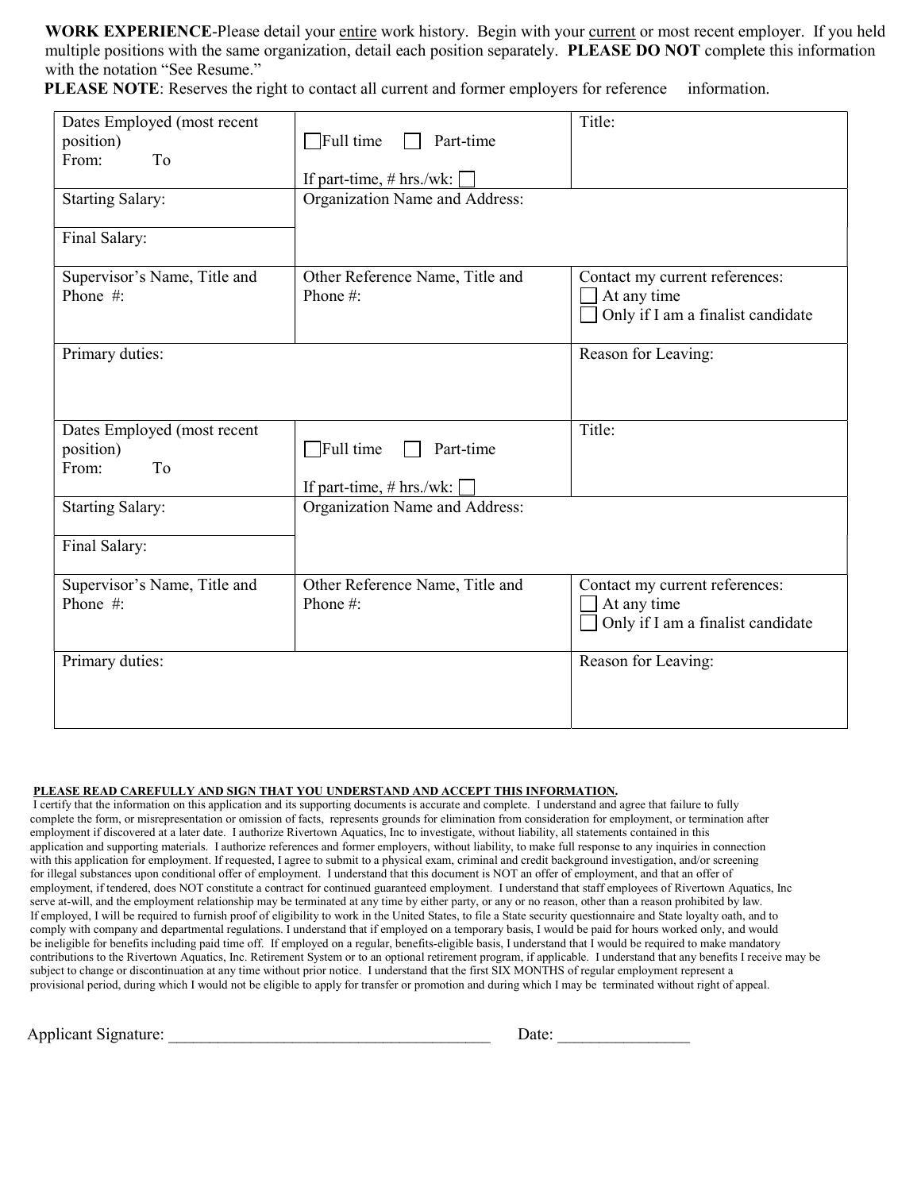**WORK EXPERIENCE**-Please detail your entire work history. Begin with your current or most recent employer. If you held multiple positions with the same organization, detail each position separately. **PLEASE DO NOT** complete this information with the notation "See Resume."

**PLEASE NOTE**: Reserves the right to contact all current and former employers for reference information.

| | | |
|---|---|---|
| Dates Employed (most recent position)<br>From: To | ☐ Full time ☐ Part-time<br><br>If part-time, # hrs./wk: ☐ | Title: |
| Starting Salary:<br><br>Final Salary: | Organization Name and Address: | |
| Supervisor's Name, Title and Phone #: | Other Reference Name, Title and Phone #: | Contact my current references:<br>☐ At any time<br>☐ Only if I am a finalist candidate |
| Primary duties: | | Reason for Leaving: |

| | | |
|---|---|---|
| Dates Employed (most recent position)<br>From: To | ☐ Full time ☐ Part-time<br><br>If part-time, # hrs./wk: ☐ | Title: |
| Starting Salary:<br><br>Final Salary: | Organization Name and Address: | |
| Supervisor's Name, Title and Phone #: | Other Reference Name, Title and Phone #: | Contact my current references:<br>☐ At any time<br>☐ Only if I am a finalist candidate |
| Primary duties: | | Reason for Leaving: |

**PLEASE READ CAREFULLY AND SIGN THAT YOU UNDERSTAND AND ACCEPT THIS INFORMATION.**

I certify that the information on this application and its supporting documents is accurate and complete. I understand and agree that failure to fully complete the form, or misrepresentation or omission of facts, represents grounds for elimination from consideration for employment, or termination after employment if discovered at a later date. I authorize Rivertown Aquatics, Inc to investigate, without liability, all statements contained in this application and supporting materials. I authorize references and former employers, without liability, to make full response to any inquiries in connection with this application for employment. If requested, I agree to submit to a physical exam, criminal and credit background investigation, and/or screening for illegal substances upon conditional offer of employment. I understand that this document is NOT an offer of employment, and that an offer of employment, if tendered, does NOT constitute a contract for continued guaranteed employment. I understand that staff employees of Rivertown Aquatics, Inc serve at-will, and the employment relationship may be terminated at any time by either party, or any or no reason, other than a reason prohibited by law. If employed, I will be required to furnish proof of eligibility to work in the United States, to file a State security questionnaire and State loyalty oath, and to comply with company and departmental regulations. I understand that if employed on a temporary basis, I would be paid for hours worked only, and would be ineligible for benefits including paid time off. If employed on a regular, benefits-eligible basis, I understand that I would be required to make mandatory contributions to the Rivertown Aquatics, Inc. Retirement System or to an optional retirement program, if applicable. I understand that any benefits I receive may be subject to change or discontinuation at any time without prior notice. I understand that the first SIX MONTHS of regular employment represent a provisional period, during which I would not be eligible to apply for transfer or promotion and during which I may be terminated without right of appeal.

Applicant Signature: _______________________________________ Date: ________________